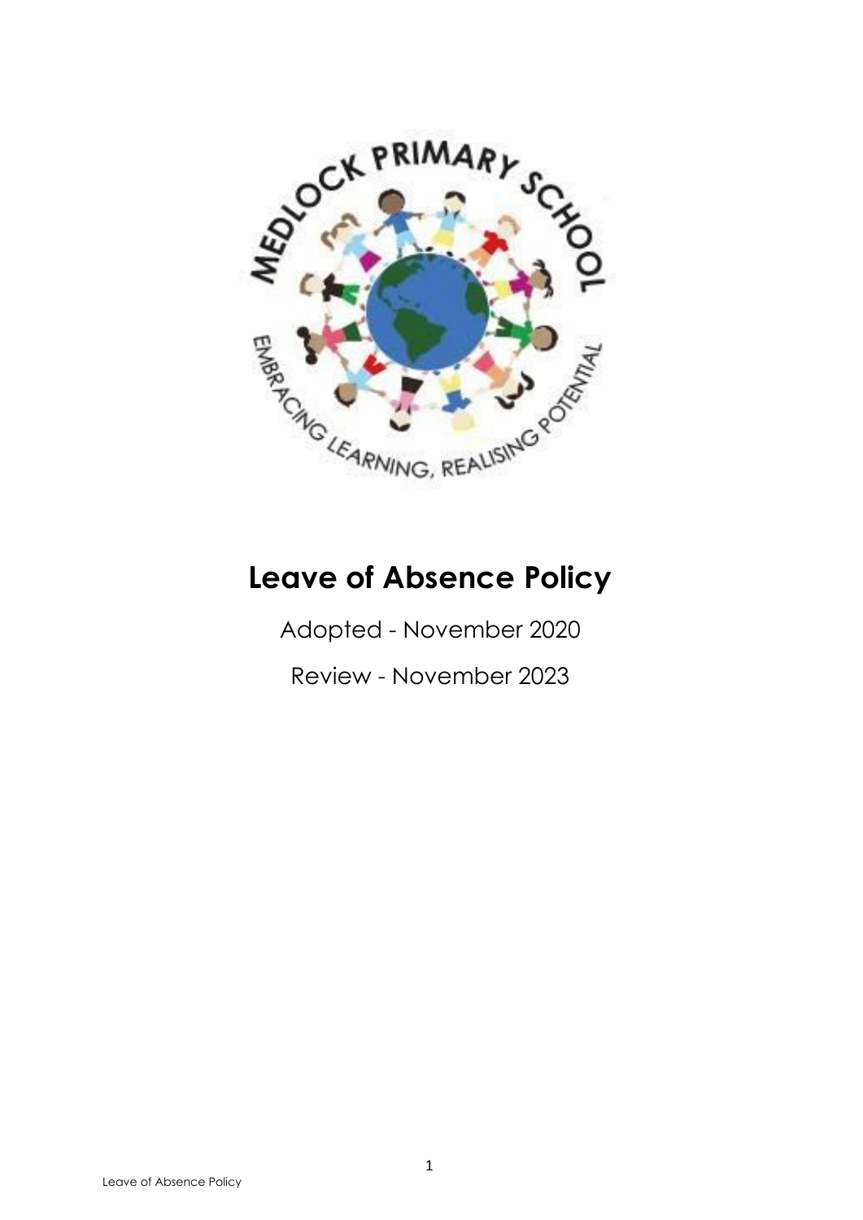# Leave of Absence Policy

Adopted - November 2020

Review - November 2023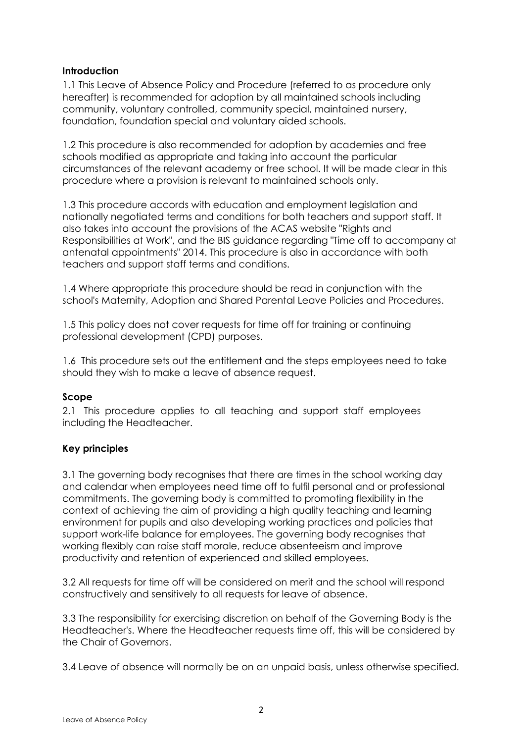## Introduction

1.1 This Leave of Absence Policy and Procedure (referred to as procedure only hereafter) is recommended for adoption by all maintained schools including community, voluntary controlled, community special, maintained nursery, foundation, foundation special and voluntary aided schools.

1.2 This procedure is also recommended for adoption by academies and free schools modified as appropriate and taking into account the particular circumstances of the relevant academy or free school. It will be made clear in this procedure where a provision is relevant to maintained schools only.

1.3 This procedure accords with education and employment legislation and nationally negotiated terms and conditions for both teachers and support staff. It also takes into account the provisions of the ACAS website "Rights and Responsibilities at Work", and the BIS guidance regarding "Time off to accompany at antenatal appointments" 2014. This procedure is also in accordance with both teachers and support staff terms and conditions.

1.4 Where appropriate this procedure should be read in conjunction with the school's Maternity, Adoption and Shared Parental Leave Policies and Procedures.

1.5 This policy does not cover requests for time off for training or continuing professional development (CPD) purposes.

1.6 This procedure sets out the entitlement and the steps employees need to take should they wish to make a leave of absence request.

## Scope

2.1 This procedure applies to all teaching and support staff employees including the Headteacher.

## Key principles

3.1 The governing body recognises that there are times in the school working day and calendar when employees need time off to fulfil personal and or professional commitments. The governing body is committed to promoting flexibility in the context of achieving the aim of providing a high quality teaching and learning environment for pupils and also developing working practices and policies that support work-life balance for employees. The governing body recognises that working flexibly can raise staff morale, reduce absenteeism and improve productivity and retention of experienced and skilled employees.

3.2 All requests for time off will be considered on merit and the school will respond constructively and sensitively to all requests for leave of absence.

3.3 The responsibility for exercising discretion on behalf of the Governing Body is the Headteacher's. Where the Headteacher requests time off, this will be considered by the Chair of Governors.

3.4 Leave of absence will normally be on an unpaid basis, unless otherwise specified.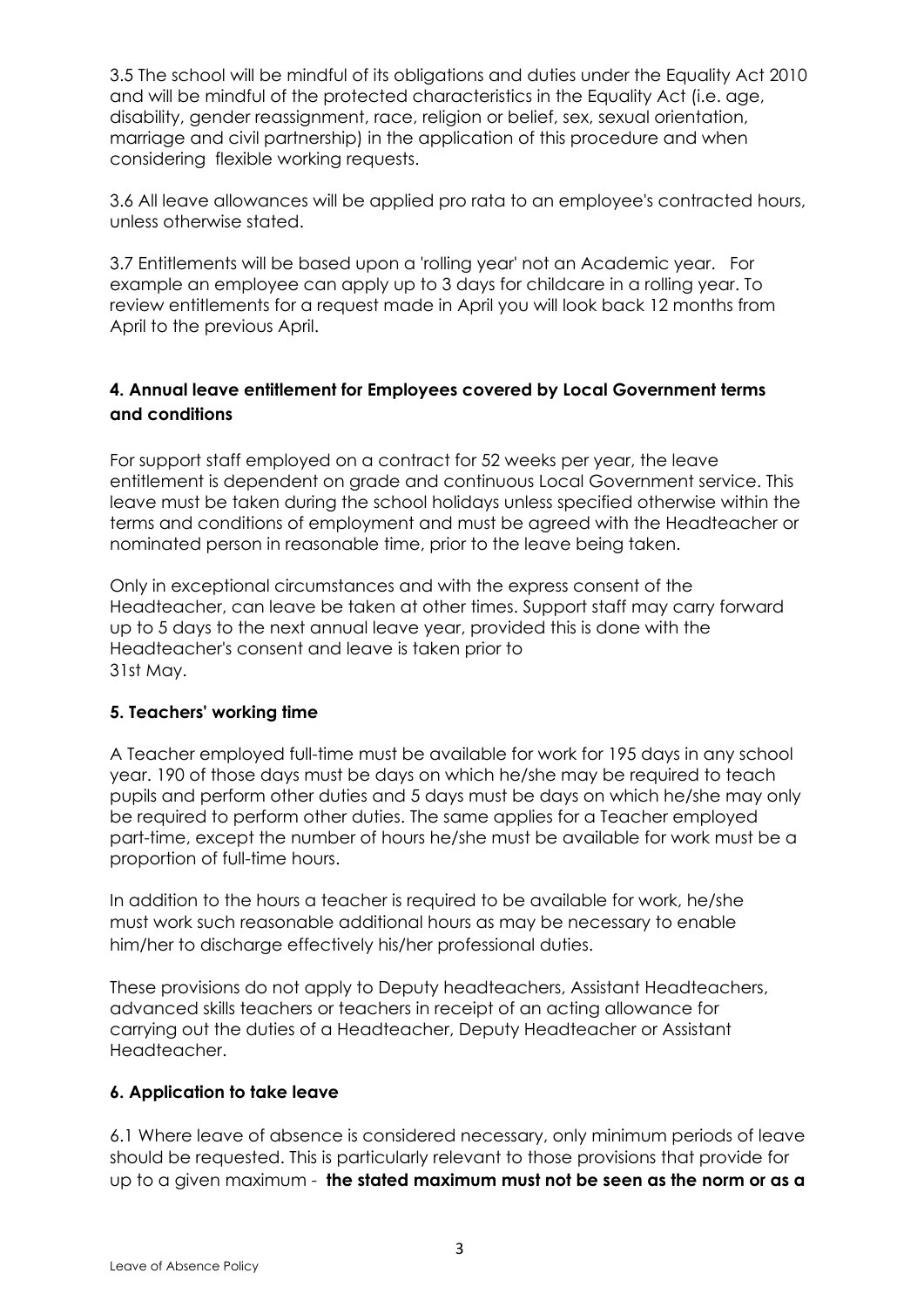3.5 The school will be mindful of its obligations and duties under the Equality Act 2010 and will be mindful of the protected characteristics in the Equality Act (i.e. age, disability, gender reassignment, race, religion or belief, sex, sexual orientation, marriage and civil partnership) in the application of this procedure and when considering flexible working requests.

3.6 All leave allowances will be applied pro rata to an employee's contracted hours, unless otherwise stated.

3.7 Entitlements will be based upon a 'rolling year' not an Academic year. For example an employee can apply up to 3 days for childcare in a rolling year. To review entitlements for a request made in April you will look back 12 months from April to the previous April.

## 4. Annual leave entitlement for Employees covered by Local Government terms and conditions

For support staff employed on a contract for 52 weeks per year, the leave entitlement is dependent on grade and continuous Local Government service. This leave must be taken during the school holidays unless specified otherwise within the terms and conditions of employment and must be agreed with the Headteacher or nominated person in reasonable time, prior to the leave being taken.

Only in exceptional circumstances and with the express consent of the Headteacher, can leave be taken at other times. Support staff may carry forward up to 5 days to the next annual leave year, provided this is done with the Headteacher's consent and leave is taken prior to 31st May.

## 5. Teachers' working time

A Teacher employed full-time must be available for work for 195 days in any school year. 190 of those days must be days on which he/she may be required to teach pupils and perform other duties and 5 days must be days on which he/she may only be required to perform other duties. The same applies for a Teacher employed part-time, except the number of hours he/she must be available for work must be a proportion of full-time hours.

In addition to the hours a teacher is required to be available for work, he/she must work such reasonable additional hours as may be necessary to enable him/her to discharge effectively his/her professional duties.

These provisions do not apply to Deputy headteachers, Assistant Headteachers, advanced skills teachers or teachers in receipt of an acting allowance for carrying out the duties of a Headteacher, Deputy Headteacher or Assistant Headteacher.

## 6. Application to take leave

6.1 Where leave of absence is considered necessary, only minimum periods of leave should be requested. This is particularly relevant to those provisions that provide for up to a given maximum - **the stated maximum must not be seen as the norm or as a**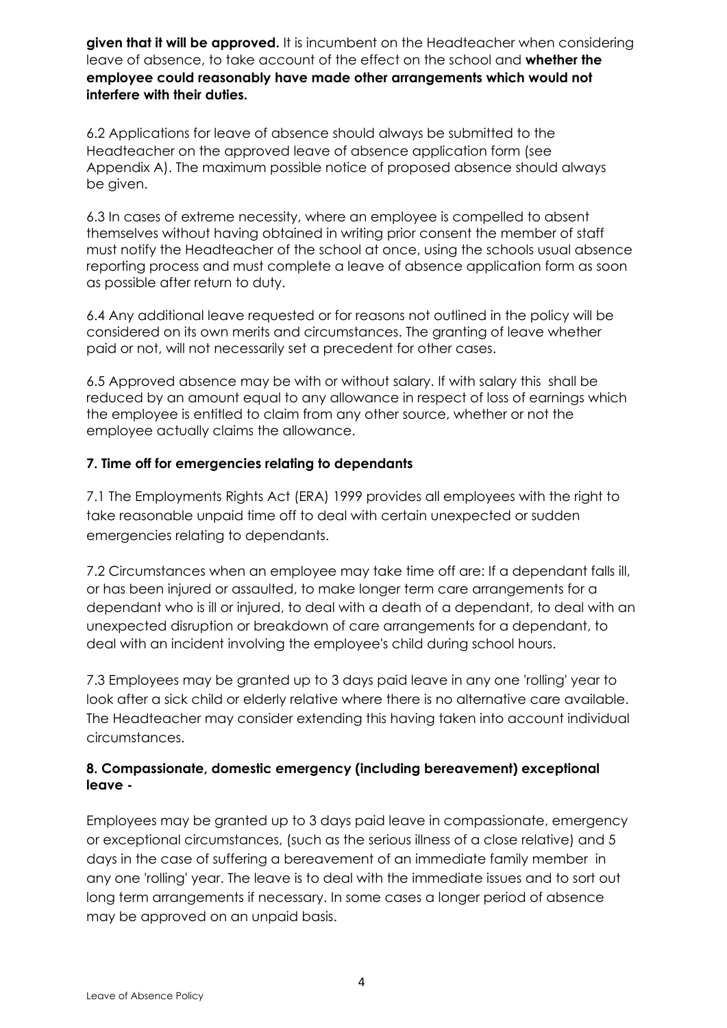**given that it will be approved.** It is incumbent on the Headteacher when considering leave of absence, to take account of the effect on the school and **whether the employee could reasonably have made other arrangements which would not interfere with their duties.**

6.2 Applications for leave of absence should always be submitted to the Headteacher on the approved leave of absence application form (see Appendix A). The maximum possible notice of proposed absence should always be given.

6.3 In cases of extreme necessity, where an employee is compelled to absent themselves without having obtained in writing prior consent the member of staff must notify the Headteacher of the school at once, using the schools usual absence reporting process and must complete a leave of absence application form as soon as possible after return to duty.

6.4 Any additional leave requested or for reasons not outlined in the policy will be considered on its own merits and circumstances. The granting of leave whether paid or not, will not necessarily set a precedent for other cases.

6.5 Approved absence may be with or without salary. If with salary this shall be reduced by an amount equal to any allowance in respect of loss of earnings which the employee is entitled to claim from any other source, whether or not the employee actually claims the allowance.

**7. Time off for emergencies relating to dependants**

7.1 The Employments Rights Act (ERA) 1999 provides all employees with the right to take reasonable unpaid time off to deal with certain unexpected or sudden emergencies relating to dependants.

7.2 Circumstances when an employee may take time off are: If a dependant falls ill, or has been injured or assaulted, to make longer term care arrangements for a dependant who is ill or injured, to deal with a death of a dependant, to deal with an unexpected disruption or breakdown of care arrangements for a dependant, to deal with an incident involving the employee's child during school hours.

7.3 Employees may be granted up to 3 days paid leave in any one 'rolling' year to look after a sick child or elderly relative where there is no alternative care available. The Headteacher may consider extending this having taken into account individual circumstances.

**8. Compassionate, domestic emergency (including bereavement) exceptional leave -**

Employees may be granted up to 3 days paid leave in compassionate, emergency or exceptional circumstances, (such as the serious illness of a close relative) and 5 days in the case of suffering a bereavement of an immediate family member in any one 'rolling' year. The leave is to deal with the immediate issues and to sort out long term arrangements if necessary. In some cases a longer period of absence may be approved on an unpaid basis.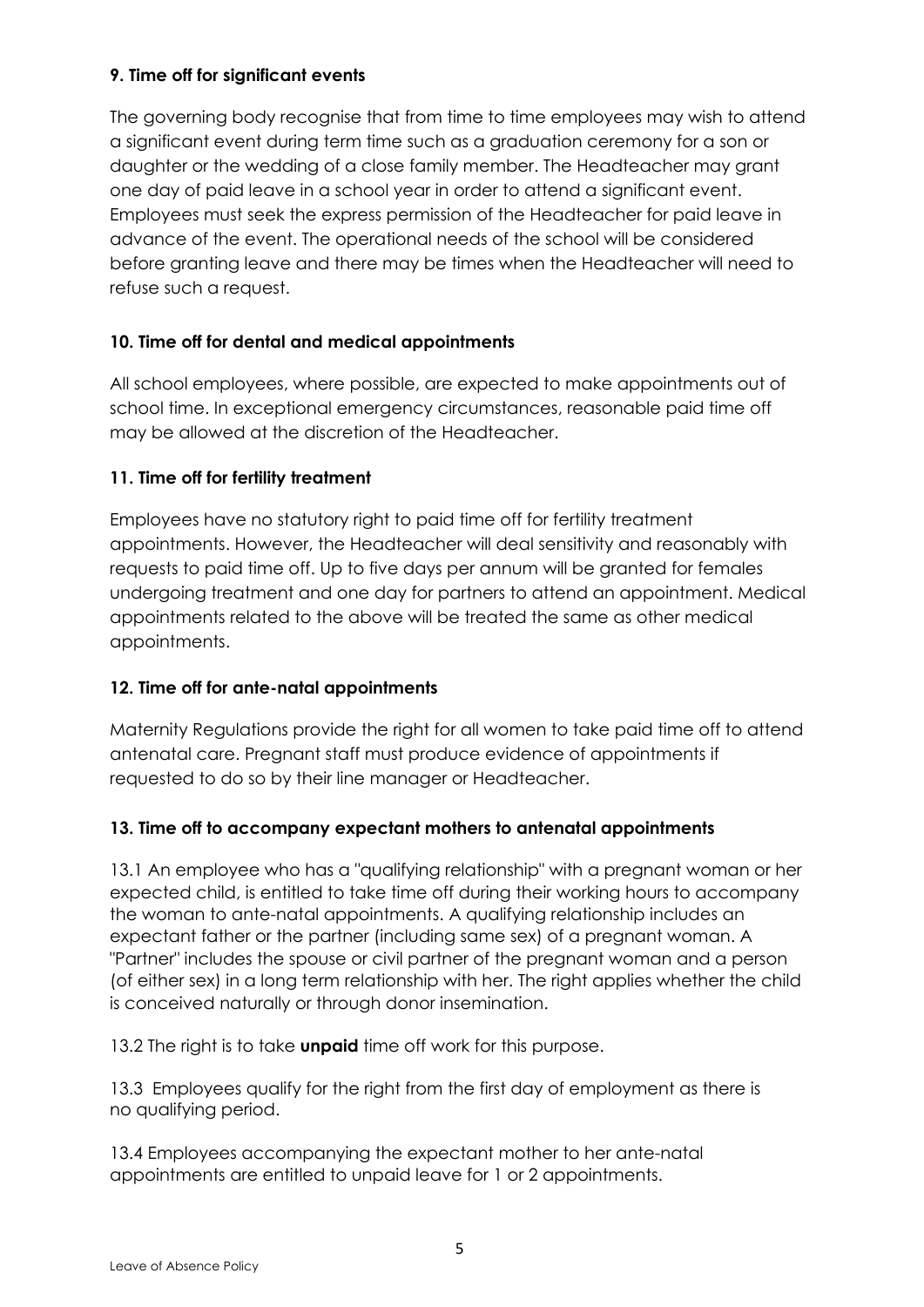**9. Time off for significant events**

The governing body recognise that from time to time employees may wish to attend a significant event during term time such as a graduation ceremony for a son or daughter or the wedding of a close family member. The Headteacher may grant one day of paid leave in a school year in order to attend a significant event. Employees must seek the express permission of the Headteacher for paid leave in advance of the event. The operational needs of the school will be considered before granting leave and there may be times when the Headteacher will need to refuse such a request.

**10. Time off for dental and medical appointments**

All school employees, where possible, are expected to make appointments out of school time. In exceptional emergency circumstances, reasonable paid time off may be allowed at the discretion of the Headteacher.

**11. Time off for fertility treatment**

Employees have no statutory right to paid time off for fertility treatment appointments. However, the Headteacher will deal sensitivity and reasonably with requests to paid time off. Up to five days per annum will be granted for females undergoing treatment and one day for partners to attend an appointment. Medical appointments related to the above will be treated the same as other medical appointments.

**12. Time off for ante-natal appointments**

Maternity Regulations provide the right for all women to take paid time off to attend antenatal care. Pregnant staff must produce evidence of appointments if requested to do so by their line manager or Headteacher.

**13. Time off to accompany expectant mothers to antenatal appointments**

13.1 An employee who has a "qualifying relationship" with a pregnant woman or her expected child, is entitled to take time off during their working hours to accompany the woman to ante-natal appointments. A qualifying relationship includes an expectant father or the partner (including same sex) of a pregnant woman. A "Partner" includes the spouse or civil partner of the pregnant woman and a person (of either sex) in a long term relationship with her. The right applies whether the child is conceived naturally or through donor insemination.

13.2 The right is to take **unpaid** time off work for this purpose.

13.3 Employees qualify for the right from the first day of employment as there is no qualifying period.

13.4 Employees accompanying the expectant mother to her ante-natal appointments are entitled to unpaid leave for 1 or 2 appointments.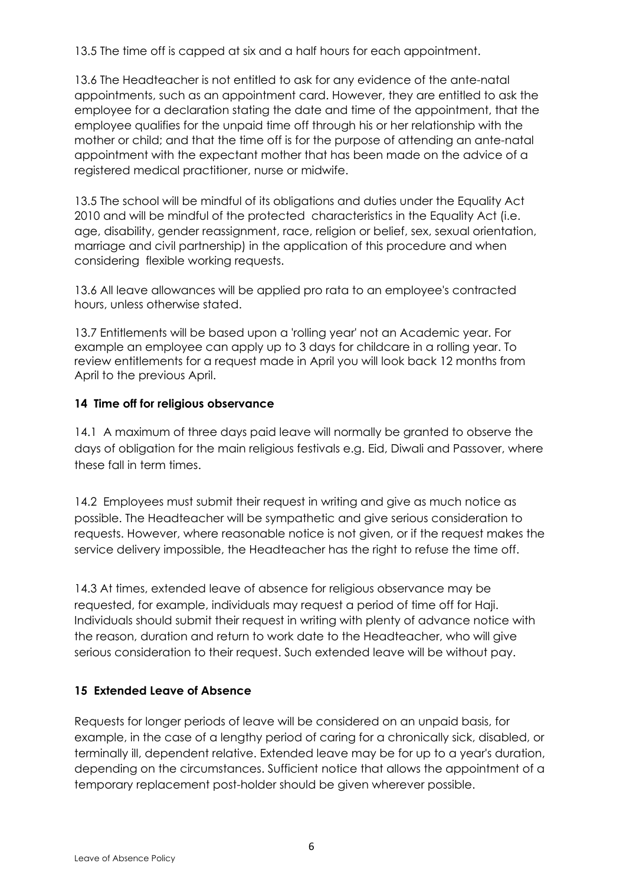13.5 The time off is capped at six and a half hours for each appointment.

13.6 The Headteacher is not entitled to ask for any evidence of the ante-natal appointments, such as an appointment card. However, they are entitled to ask the employee for a declaration stating the date and time of the appointment, that the employee qualifies for the unpaid time off through his or her relationship with the mother or child; and that the time off is for the purpose of attending an ante-natal appointment with the expectant mother that has been made on the advice of a registered medical practitioner, nurse or midwife.

13.5 The school will be mindful of its obligations and duties under the Equality Act 2010 and will be mindful of the protected characteristics in the Equality Act (i.e. age, disability, gender reassignment, race, religion or belief, sex, sexual orientation, marriage and civil partnership) in the application of this procedure and when considering flexible working requests.

13.6 All leave allowances will be applied pro rata to an employee's contracted hours, unless otherwise stated.

13.7 Entitlements will be based upon a 'rolling year' not an Academic year. For example an employee can apply up to 3 days for childcare in a rolling year. To review entitlements for a request made in April you will look back 12 months from April to the previous April.

## 14 Time off for religious observance

14.1 A maximum of three days paid leave will normally be granted to observe the days of obligation for the main religious festivals e.g. Eid, Diwali and Passover, where these fall in term times.

14.2 Employees must submit their request in writing and give as much notice as possible. The Headteacher will be sympathetic and give serious consideration to requests. However, where reasonable notice is not given, or if the request makes the service delivery impossible, the Headteacher has the right to refuse the time off.

14.3 At times, extended leave of absence for religious observance may be requested, for example, individuals may request a period of time off for Haji. Individuals should submit their request in writing with plenty of advance notice with the reason, duration and return to work date to the Headteacher, who will give serious consideration to their request. Such extended leave will be without pay.

## 15 Extended Leave of Absence

Requests for longer periods of leave will be considered on an unpaid basis, for example, in the case of a lengthy period of caring for a chronically sick, disabled, or terminally ill, dependent relative. Extended leave may be for up to a year's duration, depending on the circumstances. Sufficient notice that allows the appointment of a temporary replacement post-holder should be given wherever possible.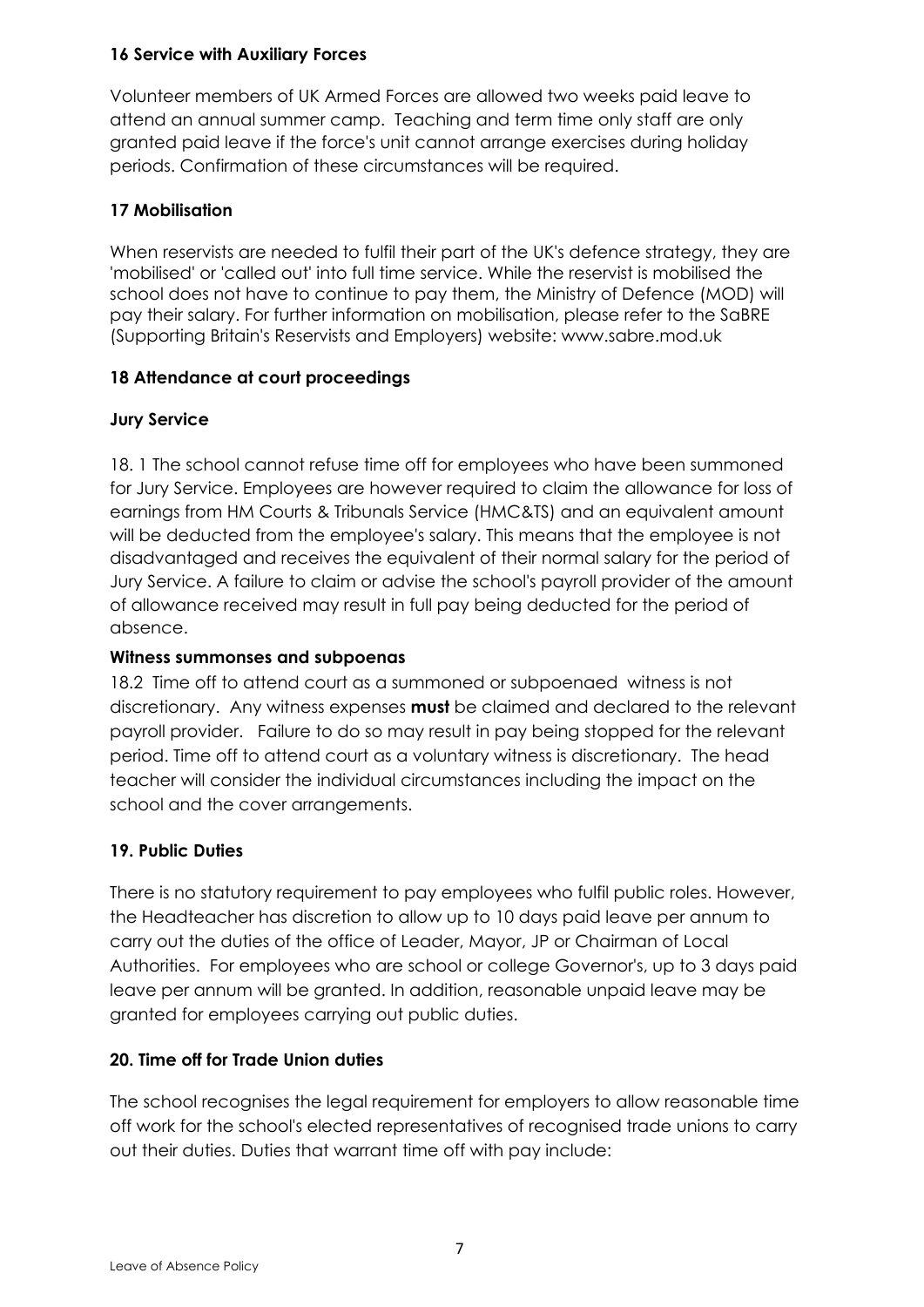## 16 Service with Auxiliary Forces

Volunteer members of UK Armed Forces are allowed two weeks paid leave to attend an annual summer camp. Teaching and term time only staff are only granted paid leave if the force's unit cannot arrange exercises during holiday periods. Confirmation of these circumstances will be required.

## 17 Mobilisation

When reservists are needed to fulfil their part of the UK's defence strategy, they are 'mobilised' or 'called out' into full time service. While the reservist is mobilised the school does not have to continue to pay them, the Ministry of Defence (MOD) will pay their salary. For further information on mobilisation, please refer to the SaBRE (Supporting Britain's Reservists and Employers) website: www.sabre.mod.uk

## 18 Attendance at court proceedings

### Jury Service

18. 1 The school cannot refuse time off for employees who have been summoned for Jury Service. Employees are however required to claim the allowance for loss of earnings from HM Courts & Tribunals Service (HMC&TS) and an equivalent amount will be deducted from the employee's salary. This means that the employee is not disadvantaged and receives the equivalent of their normal salary for the period of Jury Service. A failure to claim or advise the school's payroll provider of the amount of allowance received may result in full pay being deducted for the period of absence.

### Witness summonses and subpoenas

18.2 Time off to attend court as a summoned or subpoenaed witness is not discretionary. Any witness expenses **must** be claimed and declared to the relevant payroll provider. Failure to do so may result in pay being stopped for the relevant period. Time off to attend court as a voluntary witness is discretionary. The head teacher will consider the individual circumstances including the impact on the school and the cover arrangements.

## 19. Public Duties

There is no statutory requirement to pay employees who fulfil public roles. However, the Headteacher has discretion to allow up to 10 days paid leave per annum to carry out the duties of the office of Leader, Mayor, JP or Chairman of Local Authorities. For employees who are school or college Governor's, up to 3 days paid leave per annum will be granted. In addition, reasonable unpaid leave may be granted for employees carrying out public duties.

## 20. Time off for Trade Union duties

The school recognises the legal requirement for employers to allow reasonable time off work for the school's elected representatives of recognised trade unions to carry out their duties. Duties that warrant time off with pay include: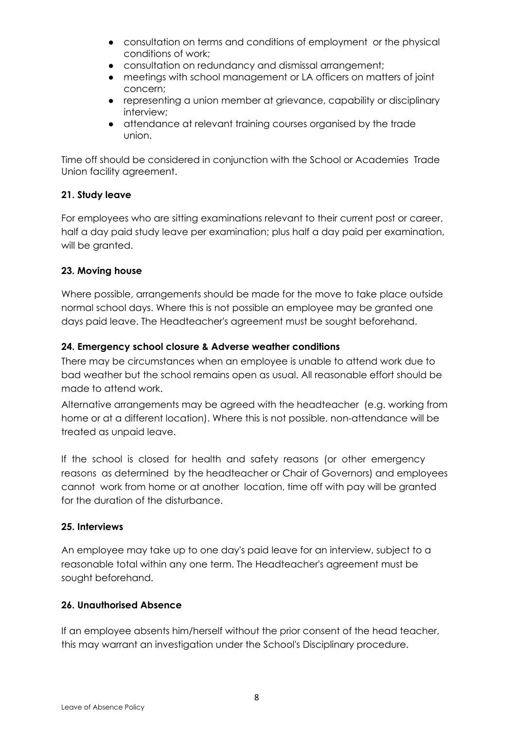- consultation on terms and conditions of employment or the physical conditions of work;
- consultation on redundancy and dismissal arrangement;
- meetings with school management or LA officers on matters of joint concern;
- representing a union member at grievance, capability or disciplinary interview;
- attendance at relevant training courses organised by the trade union.

Time off should be considered in conjunction with the School or Academies Trade Union facility agreement.

**21. Study leave**

For employees who are sitting examinations relevant to their current post or career, half a day paid study leave per examination; plus half a day paid per examination, will be granted.

**23. Moving house**

Where possible, arrangements should be made for the move to take place outside normal school days. Where this is not possible an employee may be granted one days paid leave. The Headteacher's agreement must be sought beforehand.

**24. Emergency school closure & Adverse weather conditions**

There may be circumstances when an employee is unable to attend work due to bad weather but the school remains open as usual. All reasonable effort should be made to attend work.

Alternative arrangements may be agreed with the headteacher (e.g. working from home or at a different location). Where this is not possible, non-attendance will be treated as unpaid leave.

If the school is closed for health and safety reasons (or other emergency reasons as determined by the headteacher or Chair of Governors) and employees cannot work from home or at another location, time off with pay will be granted for the duration of the disturbance.

**25. Interviews**

An employee may take up to one day's paid leave for an interview, subject to a reasonable total within any one term. The Headteacher's agreement must be sought beforehand.

**26. Unauthorised Absence**

If an employee absents him/herself without the prior consent of the head teacher, this may warrant an investigation under the School's Disciplinary procedure.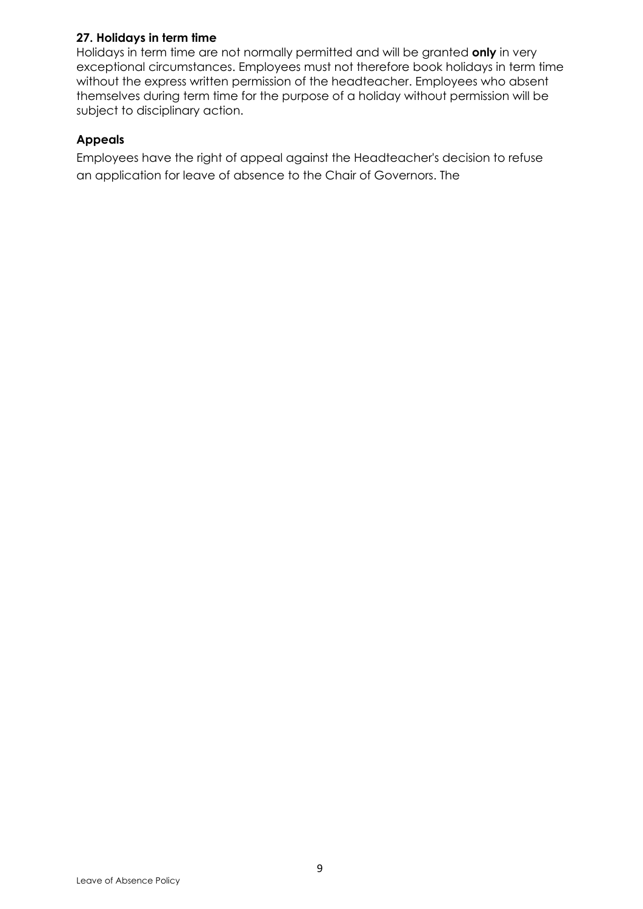### 27. Holidays in term time

Holidays in term time are not normally permitted and will be granted **only** in very exceptional circumstances. Employees must not therefore book holidays in term time without the express written permission of the headteacher. Employees who absent themselves during term time for the purpose of a holiday without permission will be subject to disciplinary action.

### Appeals

Employees have the right of appeal against the Headteacher's decision to refuse an application for leave of absence to the Chair of Governors. The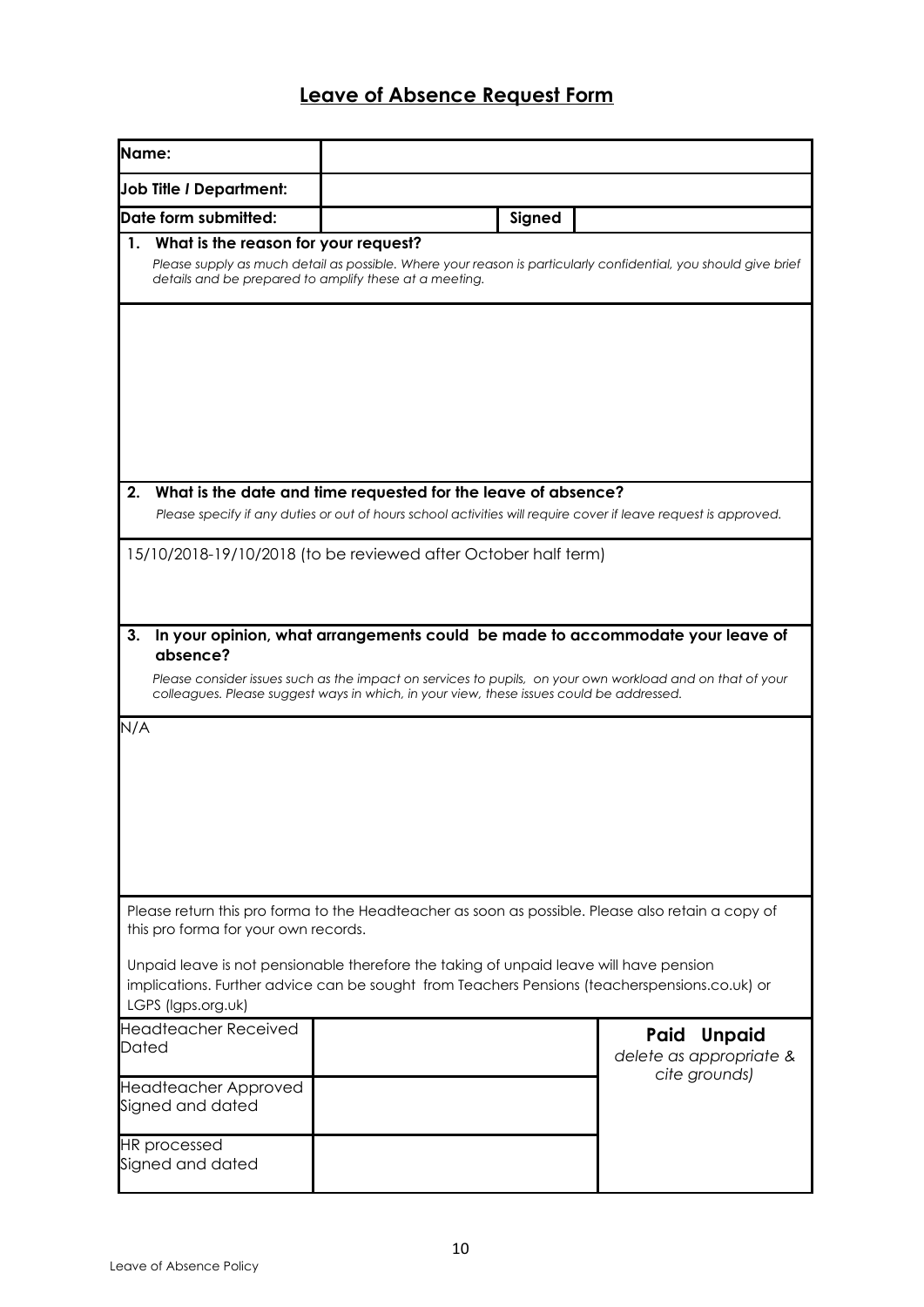# Leave of Absence Request Form

| **Name:** | | | |
|---|---|---|---|
| **Job Title / Department:** | | | |
| **Date form submitted:** | | **Signed** | |

**1. What is the reason for your request?**

*Please supply as much detail as possible. Where your reason is particularly confidential, you should give brief details and be prepared to amplify these at a meeting.*

**2. What is the date and time requested for the leave of absence?**

*Please specify if any duties or out of hours school activities will require cover if leave request is approved.*

15/10/2018-19/10/2018 (to be reviewed after October half term)

**3. In your opinion, what arrangements could be made to accommodate your leave of absence?**

*Please consider issues such as the impact on services to pupils, on your own workload and on that of your colleagues. Please suggest ways in which, in your view, these issues could be addressed.*

N/A

Please return this pro forma to the Headteacher as soon as possible. Please also retain a copy of this pro forma for your own records.

Unpaid leave is not pensionable therefore the taking of unpaid leave will have pension implications. Further advice can be sought from Teachers Pensions (teacherspensions.co.uk) or LGPS (lgps.org.uk)

| | | |
|---|---|---|
| Headteacher Received Dated | | **Paid Unpaid** *delete as appropriate & cite grounds)* |
| Headteacher Approved Signed and dated | | |
| HR processed Signed and dated | | |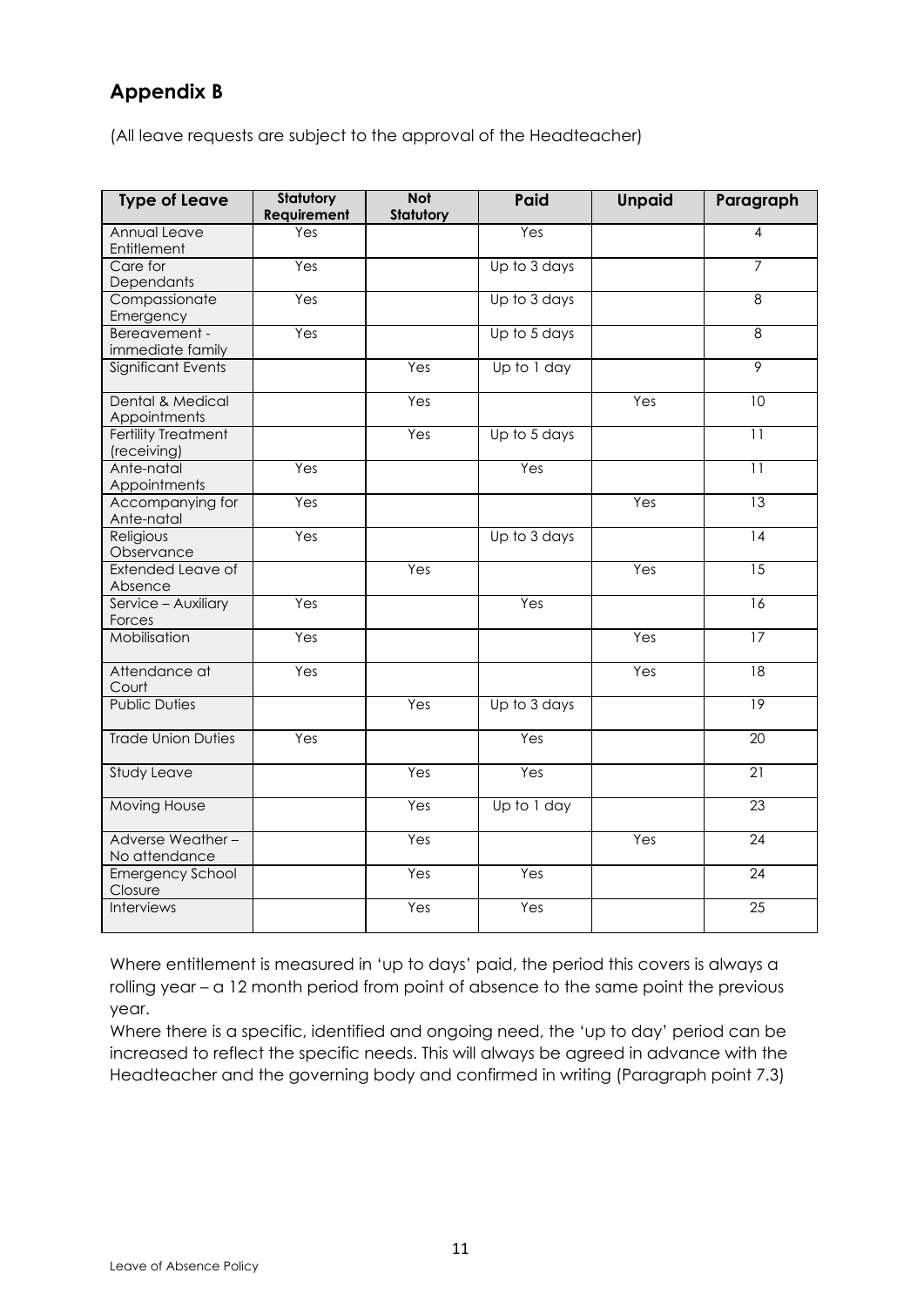## Appendix B

(All leave requests are subject to the approval of the Headteacher)

| Type of Leave | Statutory Requirement | Not Statutory | Paid | Unpaid | Paragraph |
|---|---|---|---|---|---|
| Annual Leave Entitlement | Yes | | Yes | | 4 |
| Care for Dependants | Yes | | Up to 3 days | | 7 |
| Compassionate Emergency | Yes | | Up to 3 days | | 8 |
| Bereavement - immediate family | Yes | | Up to 5 days | | 8 |
| Significant Events | | Yes | Up to 1 day | | 9 |
| Dental & Medical Appointments | | Yes | | Yes | 10 |
| Fertility Treatment (receiving) | | Yes | Up to 5 days | | 11 |
| Ante-natal Appointments | Yes | | Yes | | 11 |
| Accompanying for Ante-natal | Yes | | | Yes | 13 |
| Religious Observance | Yes | | Up to 3 days | | 14 |
| Extended Leave of Absence | | Yes | | Yes | 15 |
| Service – Auxiliary Forces | Yes | | Yes | | 16 |
| Mobilisation | Yes | | | Yes | 17 |
| Attendance at Court | Yes | | | Yes | 18 |
| Public Duties | | Yes | Up to 3 days | | 19 |
| Trade Union Duties | Yes | | Yes | | 20 |
| Study Leave | | Yes | Yes | | 21 |
| Moving House | | Yes | Up to 1 day | | 23 |
| Adverse Weather – No attendance | | Yes | | Yes | 24 |
| Emergency School Closure | | Yes | Yes | | 24 |
| Interviews | | Yes | Yes | | 25 |

Where entitlement is measured in 'up to days' paid, the period this covers is always a rolling year – a 12 month period from point of absence to the same point the previous year.

Where there is a specific, identified and ongoing need, the 'up to day' period can be increased to reflect the specific needs. This will always be agreed in advance with the Headteacher and the governing body and confirmed in writing (Paragraph point 7.3)